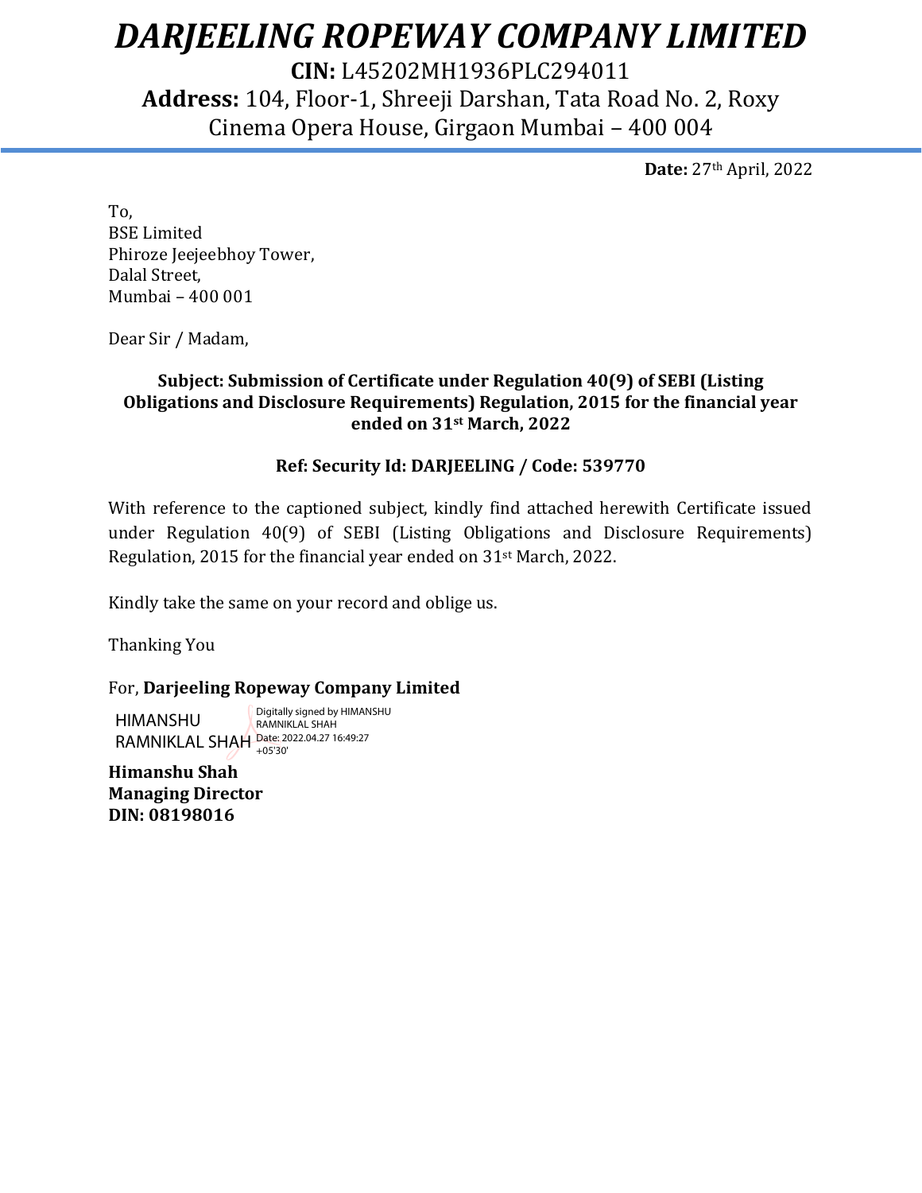# *DARJEELING ROPEWAY COMPANY LIMITED*

**CIN:** L45202MH1936PLC294011

**Address:** 104, Floor-1, Shreeji Darshan, Tata Road No. 2, Roxy Cinema Opera House, Girgaon Mumbai – 400 004

**Date:** 27th April, 2022

To,
BSE Limited
Phiroze Jeejeebhoy Tower,
Dalal Street,
Mumbai – 400 001

Dear Sir / Madam,

**Subject: Submission of Certificate under Regulation 40(9) of SEBI (Listing Obligations and Disclosure Requirements) Regulation, 2015 for the financial year ended on 31st March, 2022**

**Ref: Security Id: DARJEELING / Code: 539770**

With reference to the captioned subject, kindly find attached herewith Certificate issued under Regulation 40(9) of SEBI (Listing Obligations and Disclosure Requirements) Regulation, 2015 for the financial year ended on 31st March, 2022.

Kindly take the same on your record and oblige us.

Thanking You

For, **Darjeeling Ropeway Company Limited**

HIMANSHU RAMNIKLAL SHAH

Digitally signed by HIMANSHU RAMNIKLAL SHAH
Date: 2022.04.27 16:49:27 +05'30'

**Himanshu Shah**
**Managing Director**
**DIN: 08198016**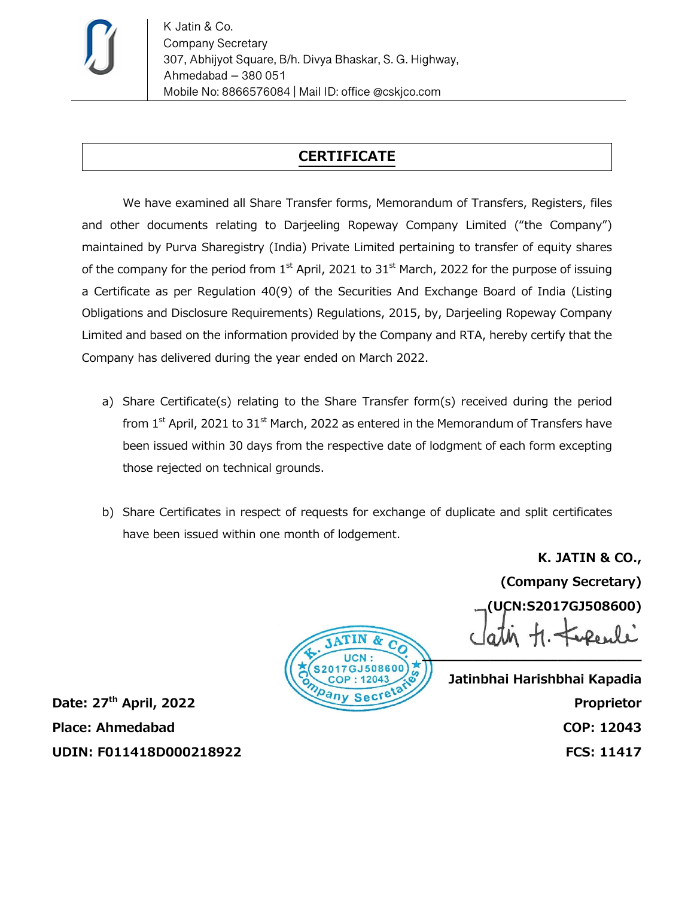K Jatin & Co.
Company Secretary
307, Abhijyot Square, B/h. Divya Bhaskar, S. G. Highway,
Ahmedabad – 380 051
Mobile No: 8866576084 | Mail ID: office @cskjco.com

# CERTIFICATE

We have examined all Share Transfer forms, Memorandum of Transfers, Registers, files and other documents relating to Darjeeling Ropeway Company Limited ("the Company") maintained by Purva Sharegistry (India) Private Limited pertaining to transfer of equity shares of the company for the period from 1st April, 2021 to 31st March, 2022 for the purpose of issuing a Certificate as per Regulation 40(9) of the Securities And Exchange Board of India (Listing Obligations and Disclosure Requirements) Regulations, 2015, by, Darjeeling Ropeway Company Limited and based on the information provided by the Company and RTA, hereby certify that the Company has delivered during the year ended on March 2022.

a) Share Certificate(s) relating to the Share Transfer form(s) received during the period from 1st April, 2021 to 31st March, 2022 as entered in the Memorandum of Transfers have been issued within 30 days from the respective date of lodgment of each form excepting those rejected on technical grounds.

b) Share Certificates in respect of requests for exchange of duplicate and split certificates have been issued within one month of lodgement.

**K. JATIN & CO.,**
**(Company Secretary)**
**(UCN:S2017GJ508600)**

K. JATIN & CO. UCN : S2017GJ508600 COP : 12043 Company Secretaries

**Jatinbhai Harishbhai Kapadia**
**Proprietor**
**COP: 12043**
**FCS: 11417**

**Date: 27th April, 2022**
**Place: Ahmedabad**
**UDIN: F011418D000218922**